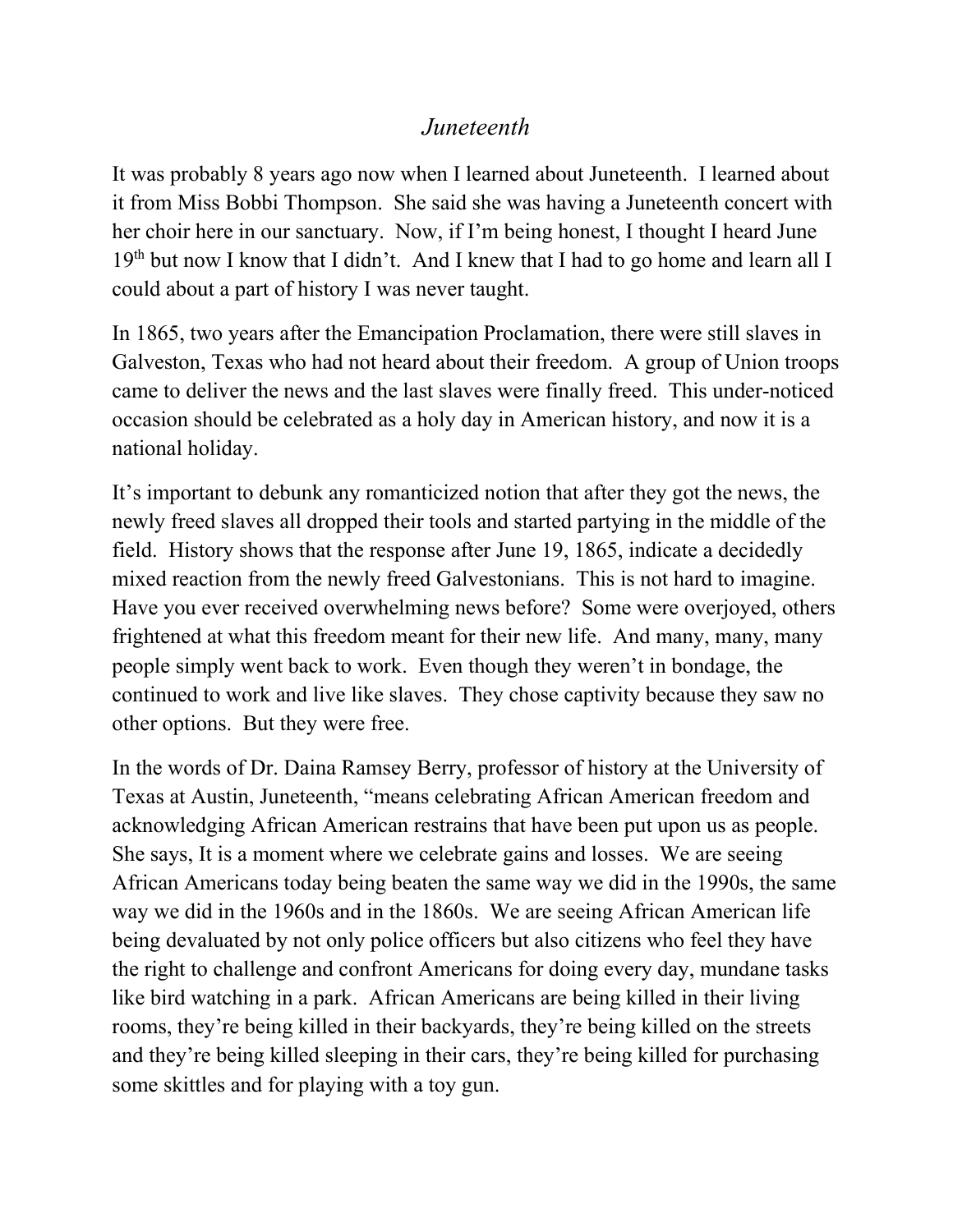# *Juneteenth*

It was probably 8 years ago now when I learned about Juneteenth. I learned about it from Miss Bobbi Thompson. She said she was having a Juneteenth concert with her choir here in our sanctuary. Now, if I'm being honest, I thought I heard June 19th but now I know that I didn't. And I knew that I had to go home and learn all I could about a part of history I was never taught.

In 1865, two years after the Emancipation Proclamation, there were still slaves in Galveston, Texas who had not heard about their freedom. A group of Union troops came to deliver the news and the last slaves were finally freed. This under-noticed occasion should be celebrated as a holy day in American history, and now it is a national holiday.

It's important to debunk any romanticized notion that after they got the news, the newly freed slaves all dropped their tools and started partying in the middle of the field. History shows that the response after June 19, 1865, indicate a decidedly mixed reaction from the newly freed Galvestonians. This is not hard to imagine. Have you ever received overwhelming news before? Some were overjoyed, others frightened at what this freedom meant for their new life. And many, many, many people simply went back to work. Even though they weren't in bondage, the continued to work and live like slaves. They chose captivity because they saw no other options. But they were free.

In the words of Dr. Daina Ramsey Berry, professor of history at the University of Texas at Austin, Juneteenth, "means celebrating African American freedom and acknowledging African American restrains that have been put upon us as people. She says, It is a moment where we celebrate gains and losses. We are seeing African Americans today being beaten the same way we did in the 1990s, the same way we did in the 1960s and in the 1860s. We are seeing African American life being devaluated by not only police officers but also citizens who feel they have the right to challenge and confront Americans for doing every day, mundane tasks like bird watching in a park. African Americans are being killed in their living rooms, they're being killed in their backyards, they're being killed on the streets and they're being killed sleeping in their cars, they're being killed for purchasing some skittles and for playing with a toy gun.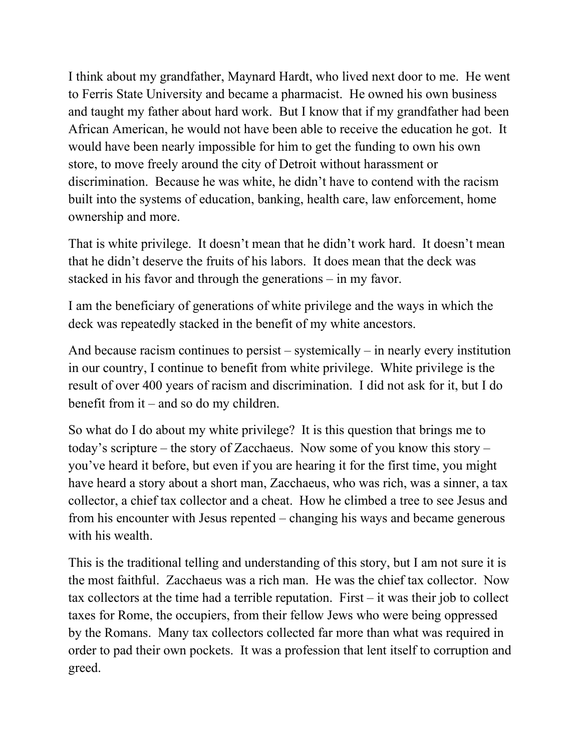I think about my grandfather, Maynard Hardt, who lived next door to me. He went to Ferris State University and became a pharmacist. He owned his own business and taught my father about hard work. But I know that if my grandfather had been African American, he would not have been able to receive the education he got. It would have been nearly impossible for him to get the funding to own his own store, to move freely around the city of Detroit without harassment or discrimination. Because he was white, he didn't have to contend with the racism built into the systems of education, banking, health care, law enforcement, home ownership and more.

That is white privilege. It doesn't mean that he didn't work hard. It doesn't mean that he didn't deserve the fruits of his labors. It does mean that the deck was stacked in his favor and through the generations – in my favor.

I am the beneficiary of generations of white privilege and the ways in which the deck was repeatedly stacked in the benefit of my white ancestors.

And because racism continues to persist – systemically – in nearly every institution in our country, I continue to benefit from white privilege. White privilege is the result of over 400 years of racism and discrimination. I did not ask for it, but I do benefit from it – and so do my children.

So what do I do about my white privilege? It is this question that brings me to today's scripture – the story of Zacchaeus. Now some of you know this story – you've heard it before, but even if you are hearing it for the first time, you might have heard a story about a short man, Zacchaeus, who was rich, was a sinner, a tax collector, a chief tax collector and a cheat. How he climbed a tree to see Jesus and from his encounter with Jesus repented – changing his ways and became generous with his wealth.

This is the traditional telling and understanding of this story, but I am not sure it is the most faithful. Zacchaeus was a rich man. He was the chief tax collector. Now tax collectors at the time had a terrible reputation. First – it was their job to collect taxes for Rome, the occupiers, from their fellow Jews who were being oppressed by the Romans. Many tax collectors collected far more than what was required in order to pad their own pockets. It was a profession that lent itself to corruption and greed.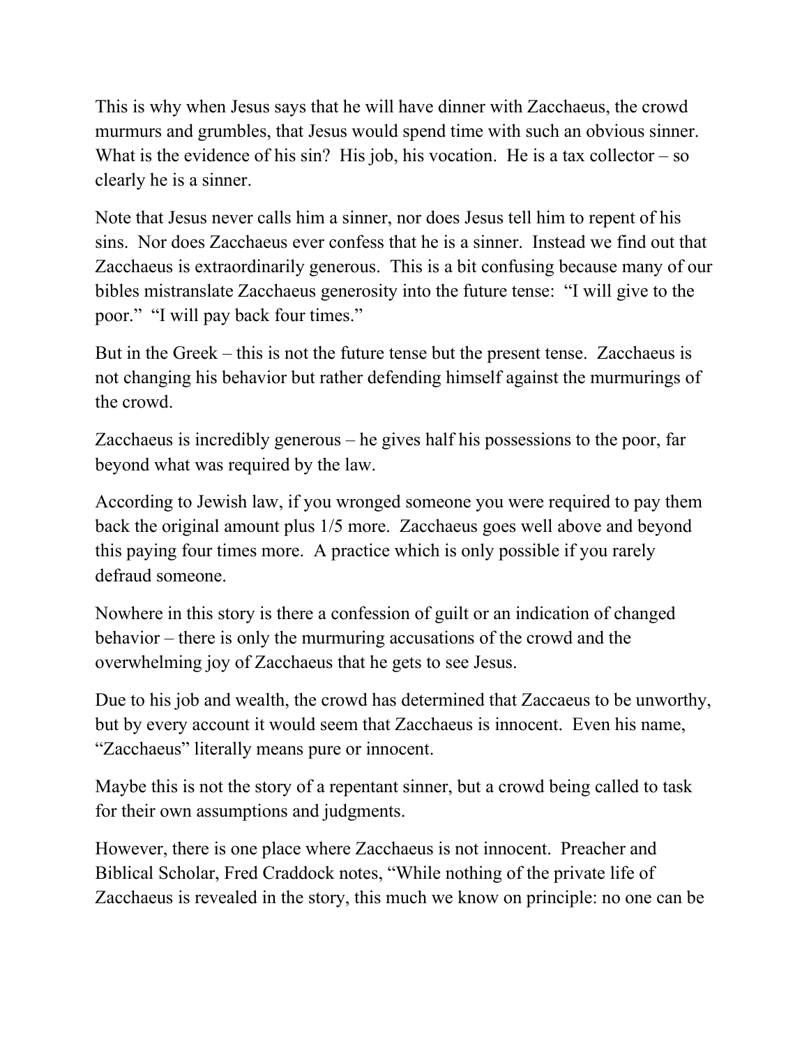This is why when Jesus says that he will have dinner with Zacchaeus, the crowd murmurs and grumbles, that Jesus would spend time with such an obvious sinner. What is the evidence of his sin? His job, his vocation. He is a tax collector – so clearly he is a sinner.

Note that Jesus never calls him a sinner, nor does Jesus tell him to repent of his sins. Nor does Zacchaeus ever confess that he is a sinner. Instead we find out that Zacchaeus is extraordinarily generous. This is a bit confusing because many of our bibles mistranslate Zacchaeus generosity into the future tense: "I will give to the poor." "I will pay back four times."

But in the Greek – this is not the future tense but the present tense. Zacchaeus is not changing his behavior but rather defending himself against the murmurings of the crowd.

Zacchaeus is incredibly generous – he gives half his possessions to the poor, far beyond what was required by the law.

According to Jewish law, if you wronged someone you were required to pay them back the original amount plus 1/5 more. Zacchaeus goes well above and beyond this paying four times more. A practice which is only possible if you rarely defraud someone.

Nowhere in this story is there a confession of guilt or an indication of changed behavior – there is only the murmuring accusations of the crowd and the overwhelming joy of Zacchaeus that he gets to see Jesus.

Due to his job and wealth, the crowd has determined that Zaccaeus to be unworthy, but by every account it would seem that Zacchaeus is innocent. Even his name, "Zacchaeus" literally means pure or innocent.

Maybe this is not the story of a repentant sinner, but a crowd being called to task for their own assumptions and judgments.

However, there is one place where Zacchaeus is not innocent. Preacher and Biblical Scholar, Fred Craddock notes, "While nothing of the private life of Zacchaeus is revealed in the story, this much we know on principle: no one can be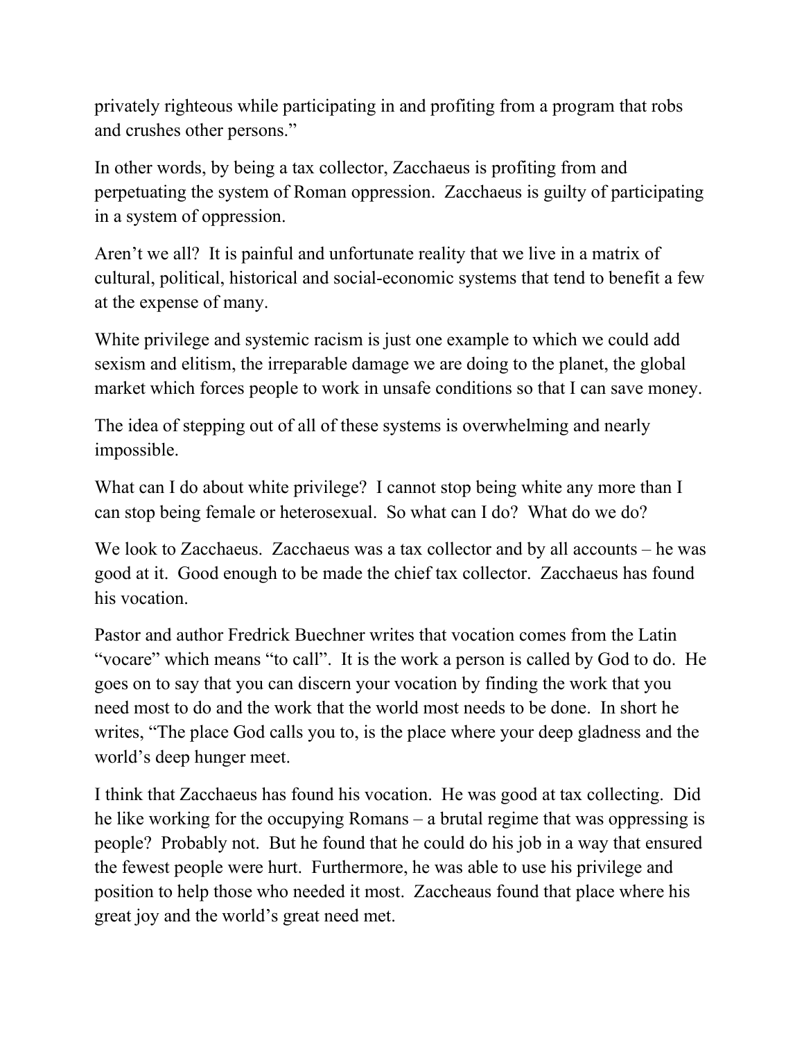privately righteous while participating in and profiting from a program that robs and crushes other persons."

In other words, by being a tax collector, Zacchaeus is profiting from and perpetuating the system of Roman oppression. Zacchaeus is guilty of participating in a system of oppression.

Aren't we all? It is painful and unfortunate reality that we live in a matrix of cultural, political, historical and social-economic systems that tend to benefit a few at the expense of many.

White privilege and systemic racism is just one example to which we could add sexism and elitism, the irreparable damage we are doing to the planet, the global market which forces people to work in unsafe conditions so that I can save money.

The idea of stepping out of all of these systems is overwhelming and nearly impossible.

What can I do about white privilege? I cannot stop being white any more than I can stop being female or heterosexual. So what can I do? What do we do?

We look to Zacchaeus. Zacchaeus was a tax collector and by all accounts – he was good at it. Good enough to be made the chief tax collector. Zacchaeus has found his vocation.

Pastor and author Fredrick Buechner writes that vocation comes from the Latin "vocare" which means "to call". It is the work a person is called by God to do. He goes on to say that you can discern your vocation by finding the work that you need most to do and the work that the world most needs to be done. In short he writes, "The place God calls you to, is the place where your deep gladness and the world's deep hunger meet.

I think that Zacchaeus has found his vocation. He was good at tax collecting. Did he like working for the occupying Romans – a brutal regime that was oppressing is people? Probably not. But he found that he could do his job in a way that ensured the fewest people were hurt. Furthermore, he was able to use his privilege and position to help those who needed it most. Zaccheaus found that place where his great joy and the world's great need met.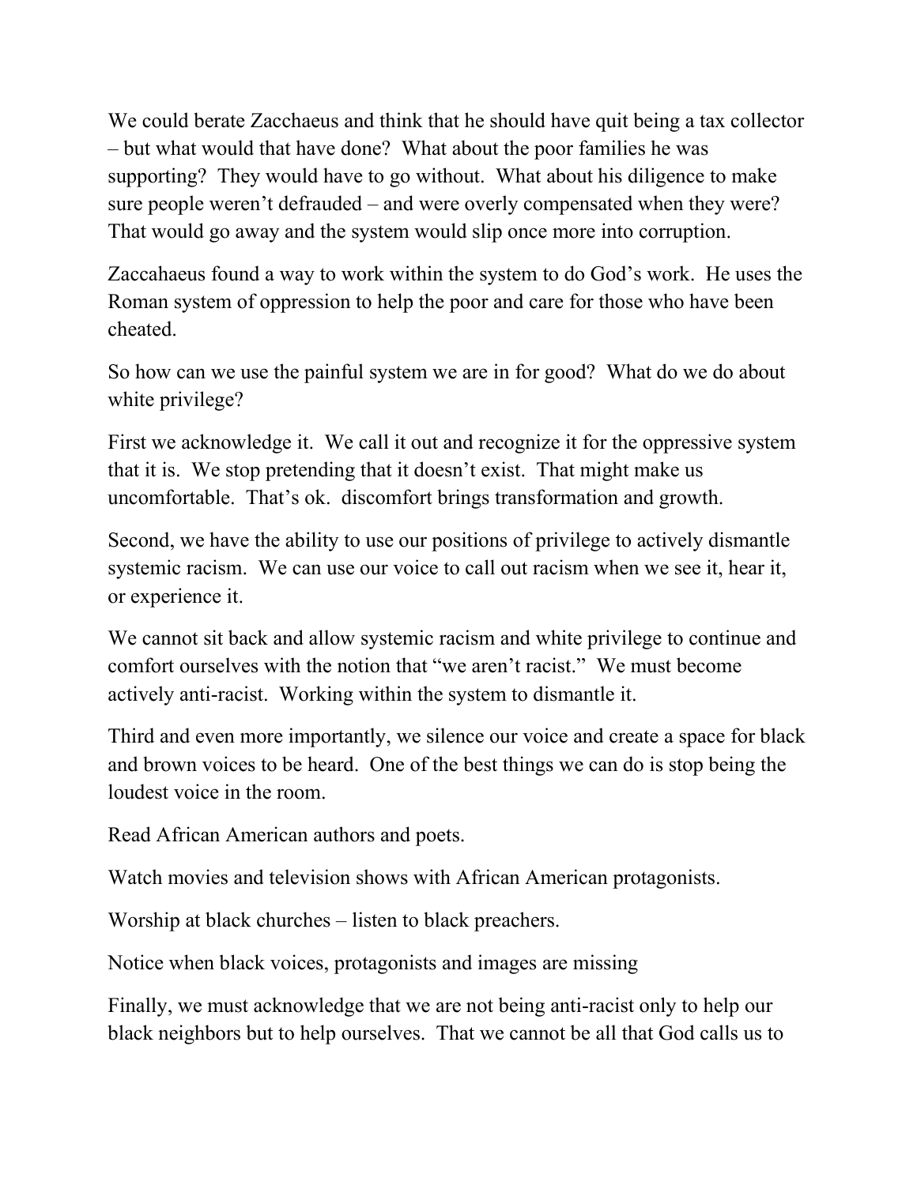We could berate Zacchaeus and think that he should have quit being a tax collector – but what would that have done? What about the poor families he was supporting? They would have to go without. What about his diligence to make sure people weren't defrauded – and were overly compensated when they were? That would go away and the system would slip once more into corruption.

Zaccahaeus found a way to work within the system to do God's work. He uses the Roman system of oppression to help the poor and care for those who have been cheated.

So how can we use the painful system we are in for good? What do we do about white privilege?

First we acknowledge it. We call it out and recognize it for the oppressive system that it is. We stop pretending that it doesn't exist. That might make us uncomfortable. That's ok. discomfort brings transformation and growth.

Second, we have the ability to use our positions of privilege to actively dismantle systemic racism. We can use our voice to call out racism when we see it, hear it, or experience it.

We cannot sit back and allow systemic racism and white privilege to continue and comfort ourselves with the notion that "we aren't racist." We must become actively anti-racist. Working within the system to dismantle it.

Third and even more importantly, we silence our voice and create a space for black and brown voices to be heard. One of the best things we can do is stop being the loudest voice in the room.

Read African American authors and poets.

Watch movies and television shows with African American protagonists.

Worship at black churches – listen to black preachers.

Notice when black voices, protagonists and images are missing

Finally, we must acknowledge that we are not being anti-racist only to help our black neighbors but to help ourselves. That we cannot be all that God calls us to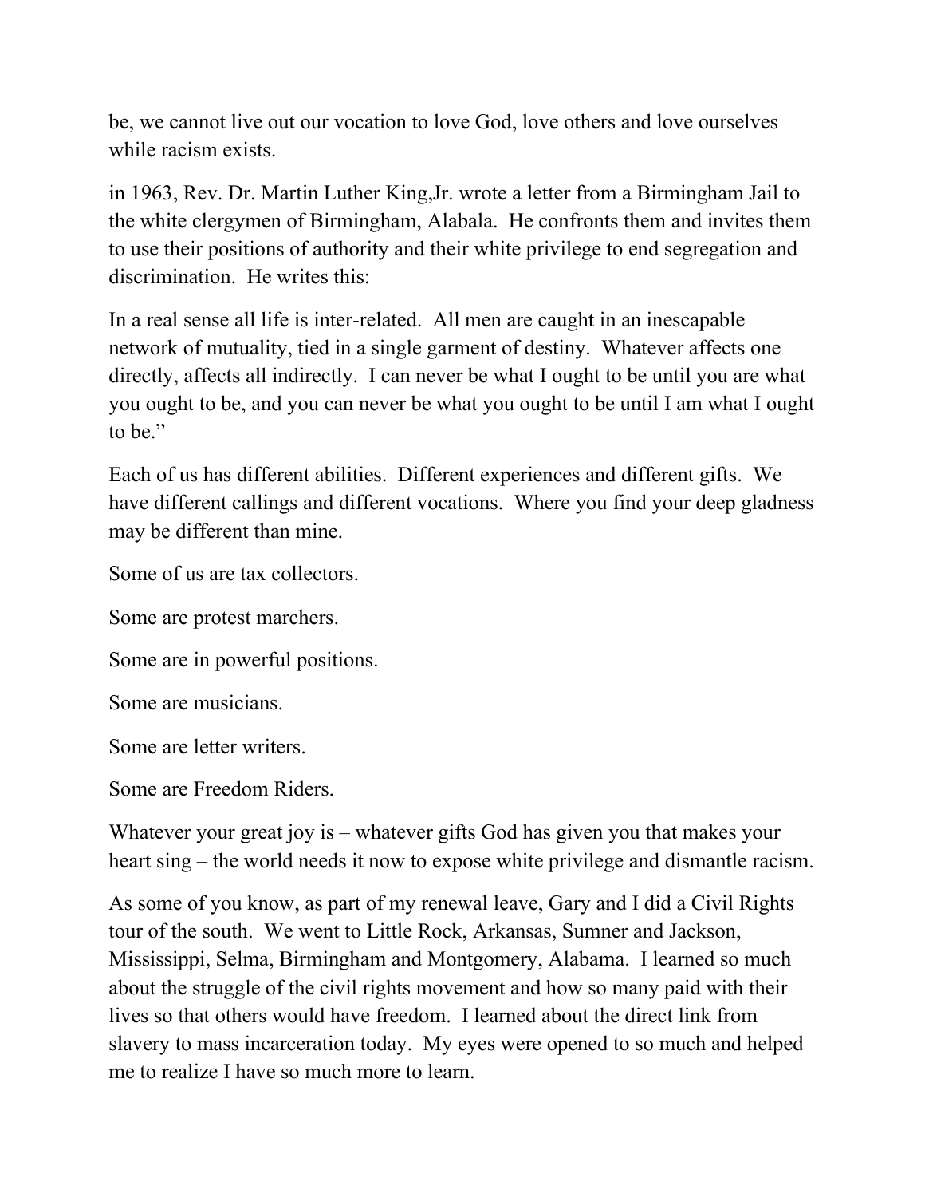be, we cannot live out our vocation to love God, love others and love ourselves while racism exists.

in 1963, Rev. Dr. Martin Luther King,Jr. wrote a letter from a Birmingham Jail to the white clergymen of Birmingham, Alabala. He confronts them and invites them to use their positions of authority and their white privilege to end segregation and discrimination. He writes this:

In a real sense all life is inter-related. All men are caught in an inescapable network of mutuality, tied in a single garment of destiny. Whatever affects one directly, affects all indirectly. I can never be what I ought to be until you are what you ought to be, and you can never be what you ought to be until I am what I ought to be."

Each of us has different abilities. Different experiences and different gifts. We have different callings and different vocations. Where you find your deep gladness may be different than mine.

Some of us are tax collectors.

Some are protest marchers.

Some are in powerful positions.

Some are musicians.

Some are letter writers.

Some are Freedom Riders.

Whatever your great joy is – whatever gifts God has given you that makes your heart sing – the world needs it now to expose white privilege and dismantle racism.

As some of you know, as part of my renewal leave, Gary and I did a Civil Rights tour of the south. We went to Little Rock, Arkansas, Sumner and Jackson, Mississippi, Selma, Birmingham and Montgomery, Alabama. I learned so much about the struggle of the civil rights movement and how so many paid with their lives so that others would have freedom. I learned about the direct link from slavery to mass incarceration today. My eyes were opened to so much and helped me to realize I have so much more to learn.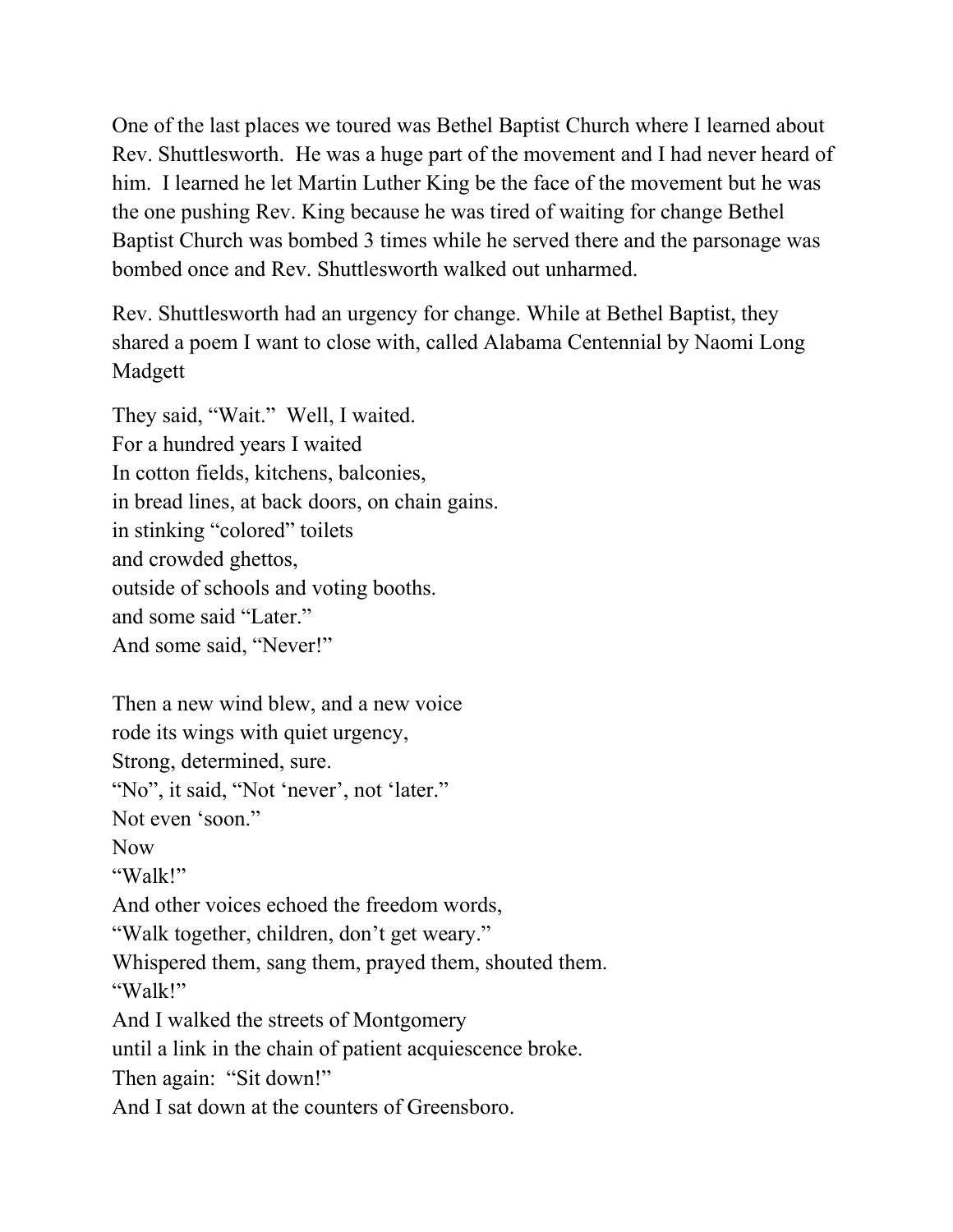One of the last places we toured was Bethel Baptist Church where I learned about Rev. Shuttlesworth. He was a huge part of the movement and I had never heard of him. I learned he let Martin Luther King be the face of the movement but he was the one pushing Rev. King because he was tired of waiting for change Bethel Baptist Church was bombed 3 times while he served there and the parsonage was bombed once and Rev. Shuttlesworth walked out unharmed.

Rev. Shuttlesworth had an urgency for change. While at Bethel Baptist, they shared a poem I want to close with, called Alabama Centennial by Naomi Long Madgett

They said, “Wait.” Well, I waited.  
For a hundred years I waited  
In cotton fields, kitchens, balconies,  
in bread lines, at back doors, on chain gains.  
in stinking “colored” toilets  
and crowded ghettos,  
outside of schools and voting booths.  
and some said “Later.”  
And some said, “Never!”

Then a new wind blew, and a new voice  
rode its wings with quiet urgency,  
Strong, determined, sure.  
“No”, it said, “Not ‘never’, not ‘later.”  
Not even ‘soon.”  
Now  
“Walk!”  
And other voices echoed the freedom words,  
“Walk together, children, don’t get weary.”  
Whispered them, sang them, prayed them, shouted them.  
“Walk!”  
And I walked the streets of Montgomery  
until a link in the chain of patient acquiescence broke.  
Then again: “Sit down!”  
And I sat down at the counters of Greensboro.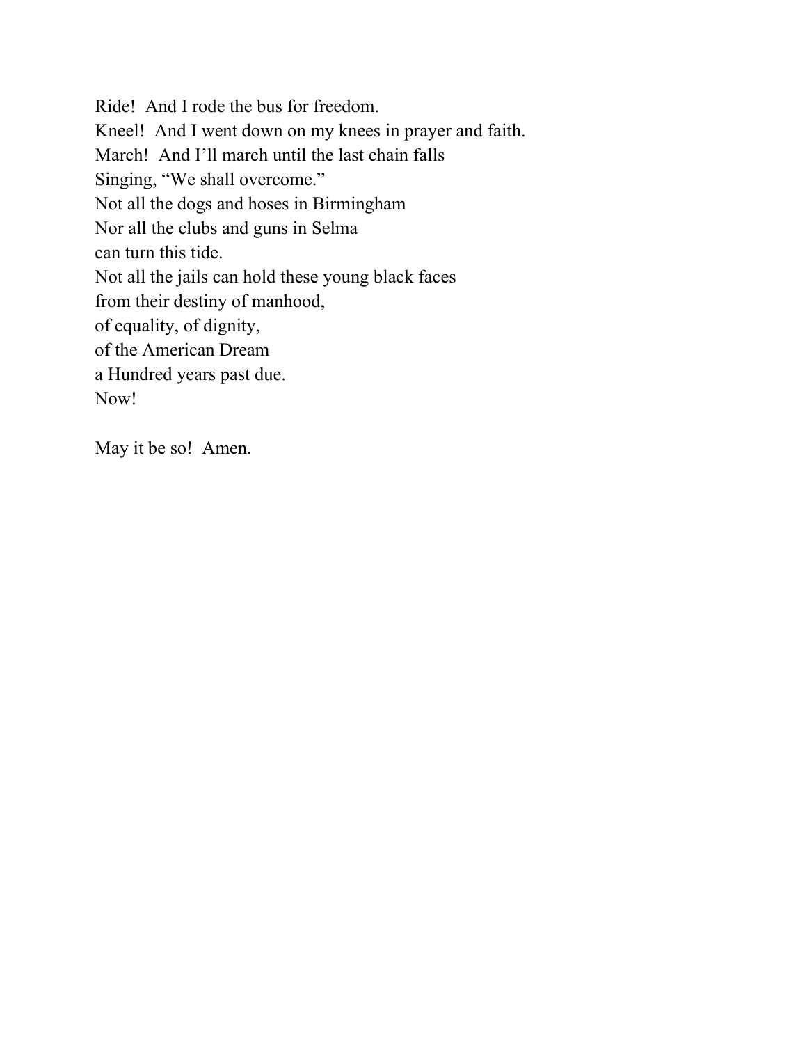Ride!  And I rode the bus for freedom.
Kneel!  And I went down on my knees in prayer and faith.
March!  And I'll march until the last chain falls
Singing, "We shall overcome."
Not all the dogs and hoses in Birmingham
Nor all the clubs and guns in Selma
can turn this tide.
Not all the jails can hold these young black faces
from their destiny of manhood,
of equality, of dignity,
of the American Dream
a Hundred years past due.
Now!

May it be so!  Amen.